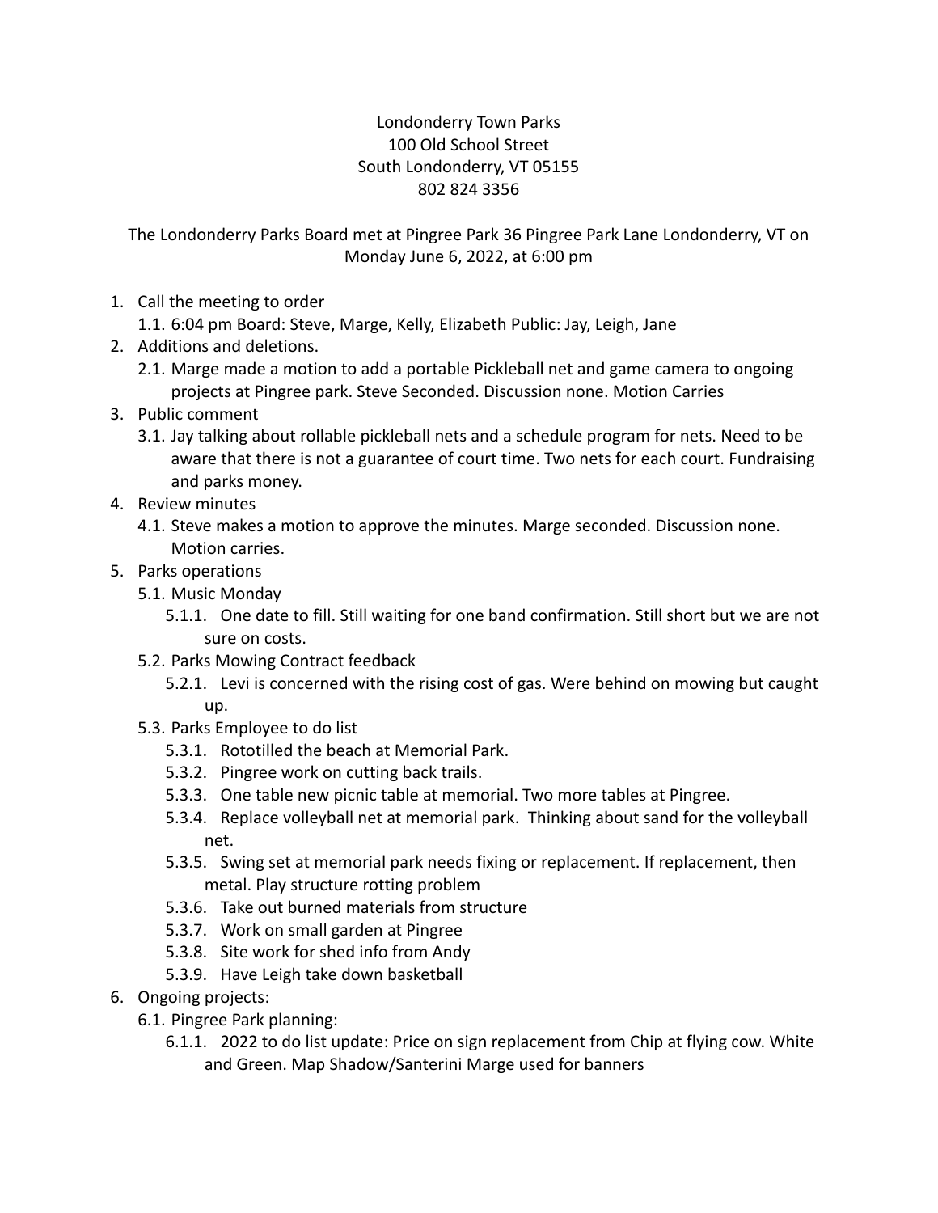Londonderry Town Parks
100 Old School Street
South Londonderry, VT 05155
802 824 3356

The Londonderry Parks Board met at Pingree Park 36 Pingree Park Lane Londonderry, VT on Monday June 6, 2022, at 6:00 pm

1. Call the meeting to order
   1.1. 6:04 pm Board: Steve, Marge, Kelly, Elizabeth Public: Jay, Leigh, Jane
2. Additions and deletions.
   2.1. Marge made a motion to add a portable Pickleball net and game camera to ongoing projects at Pingree park. Steve Seconded. Discussion none. Motion Carries
3. Public comment
   3.1. Jay talking about rollable pickleball nets and a schedule program for nets. Need to be aware that there is not a guarantee of court time. Two nets for each court. Fundraising and parks money.
4. Review minutes
   4.1. Steve makes a motion to approve the minutes. Marge seconded. Discussion none. Motion carries.
5. Parks operations
   5.1. Music Monday
      5.1.1. One date to fill. Still waiting for one band confirmation. Still short but we are not sure on costs.
   5.2. Parks Mowing Contract feedback
      5.2.1. Levi is concerned with the rising cost of gas. Were behind on mowing but caught up.
   5.3. Parks Employee to do list
      5.3.1. Rototilled the beach at Memorial Park.
      5.3.2. Pingree work on cutting back trails.
      5.3.3. One table new picnic table at memorial. Two more tables at Pingree.
      5.3.4. Replace volleyball net at memorial park. Thinking about sand for the volleyball net.
      5.3.5. Swing set at memorial park needs fixing or replacement. If replacement, then metal. Play structure rotting problem
      5.3.6. Take out burned materials from structure
      5.3.7. Work on small garden at Pingree
      5.3.8. Site work for shed info from Andy
      5.3.9. Have Leigh take down basketball
6. Ongoing projects:
   6.1. Pingree Park planning:
      6.1.1. 2022 to do list update: Price on sign replacement from Chip at flying cow. White and Green. Map Shadow/Santerini Marge used for banners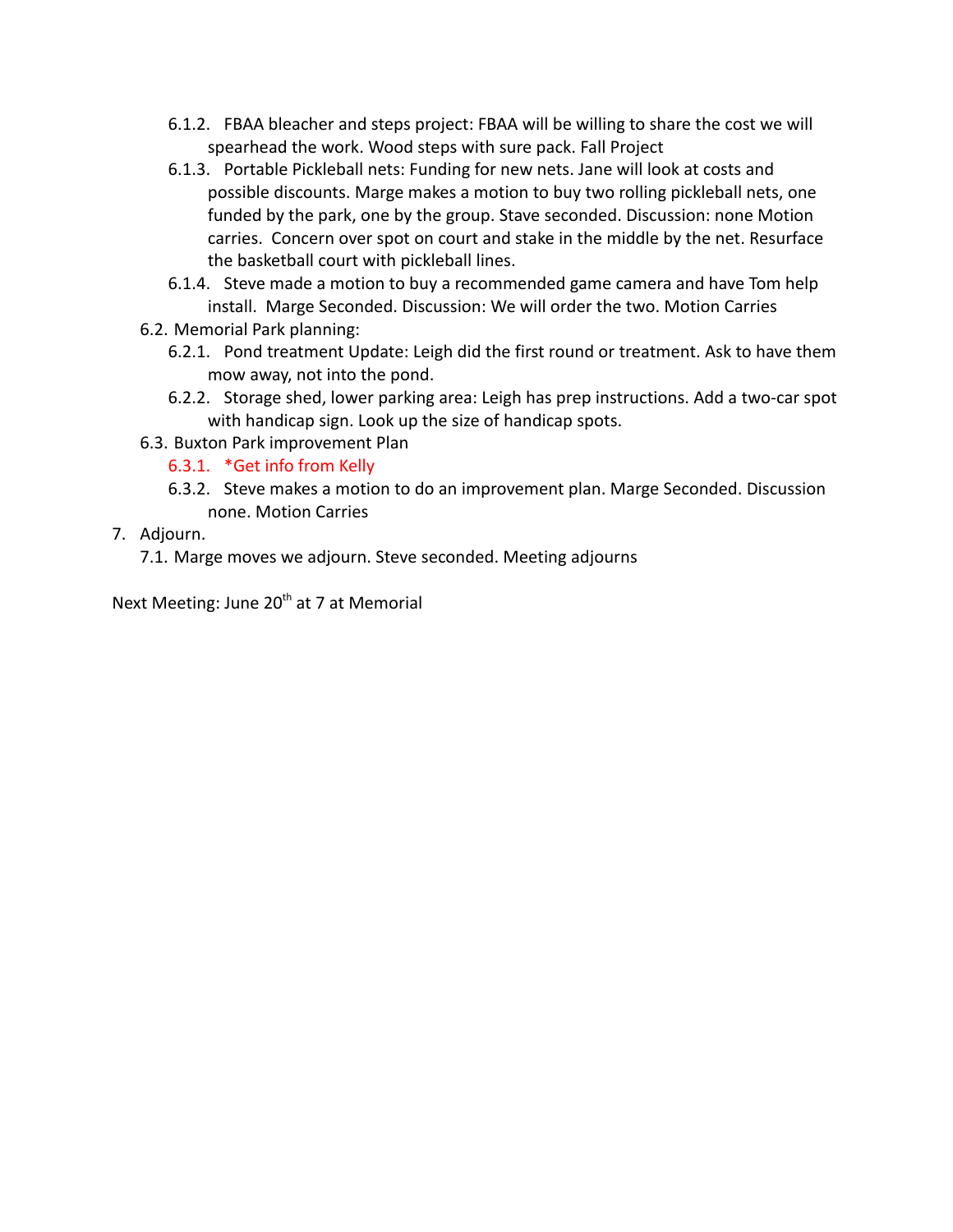6.1.2. FBAA bleacher and steps project: FBAA will be willing to share the cost we will spearhead the work. Wood steps with sure pack. Fall Project

6.1.3. Portable Pickleball nets: Funding for new nets. Jane will look at costs and possible discounts. Marge makes a motion to buy two rolling pickleball nets, one funded by the park, one by the group. Stave seconded. Discussion: none Motion carries. Concern over spot on court and stake in the middle by the net. Resurface the basketball court with pickleball lines.

6.1.4. Steve made a motion to buy a recommended game camera and have Tom help install. Marge Seconded. Discussion: We will order the two. Motion Carries

6.2. Memorial Park planning:

6.2.1. Pond treatment Update: Leigh did the first round or treatment. Ask to have them mow away, not into the pond.

6.2.2. Storage shed, lower parking area: Leigh has prep instructions. Add a two-car spot with handicap sign. Look up the size of handicap spots.

6.3. Buxton Park improvement Plan

6.3.1. *Get info from Kelly

6.3.2. Steve makes a motion to do an improvement plan. Marge Seconded. Discussion none. Motion Carries

7. Adjourn.

7.1. Marge moves we adjourn. Steve seconded. Meeting adjourns

Next Meeting: June 20th at 7 at Memorial